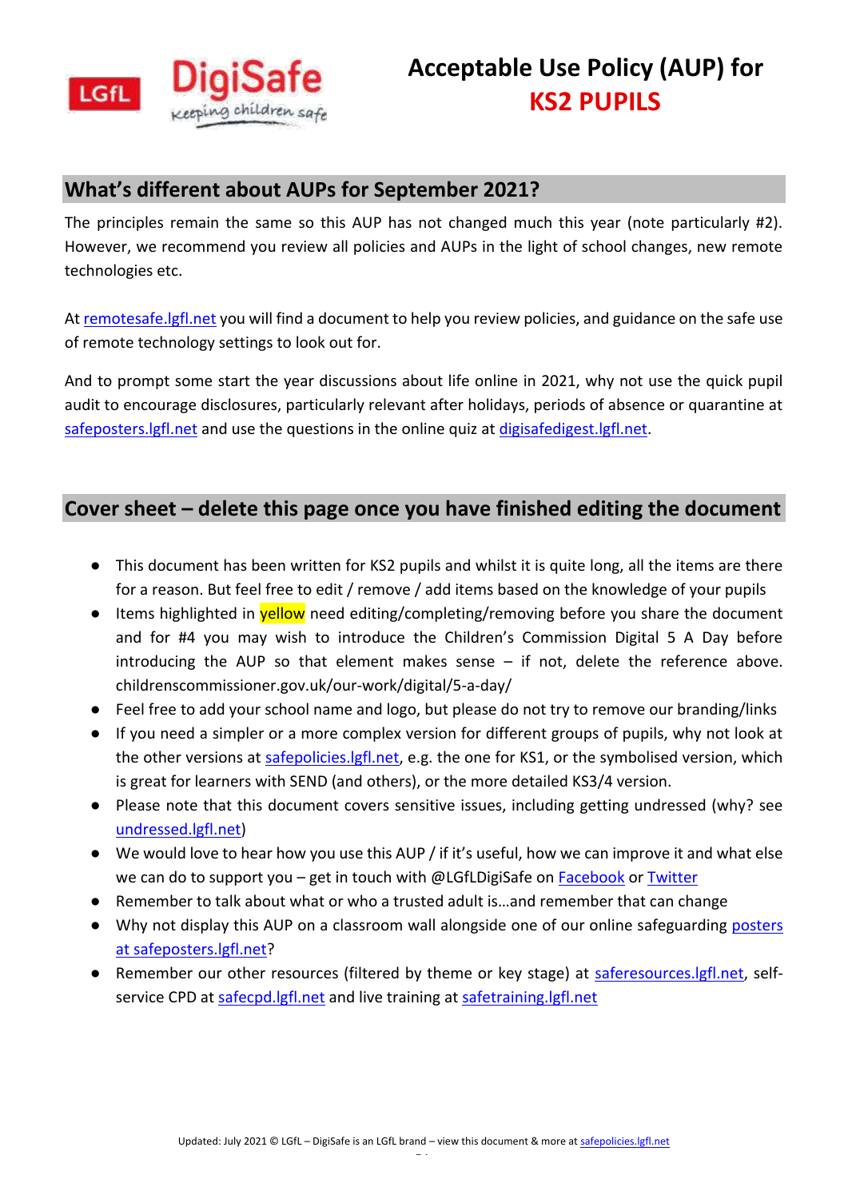LGfL DigiSafe Keeping children safe

# Acceptable Use Policy (AUP) for KS2 PUPILS

## What's different about AUPs for September 2021?

The principles remain the same so this AUP has not changed much this year (note particularly #2). However, we recommend you review all policies and AUPs in the light of school changes, new remote technologies etc.

At remotesafe.lgfl.net you will find a document to help you review policies, and guidance on the safe use of remote technology settings to look out for.

And to prompt some start the year discussions about life online in 2021, why not use the quick pupil audit to encourage disclosures, particularly relevant after holidays, periods of absence or quarantine at safeposters.lgfl.net and use the questions in the online quiz at digisafedigest.lgfl.net.

## Cover sheet – delete this page once you have finished editing the document

- This document has been written for KS2 pupils and whilst it is quite long, all the items are there for a reason. But feel free to edit / remove / add items based on the knowledge of your pupils
- Items highlighted in yellow need editing/completing/removing before you share the document and for #4 you may wish to introduce the Children's Commission Digital 5 A Day before introducing the AUP so that element makes sense – if not, delete the reference above. childrenscommissioner.gov.uk/our-work/digital/5-a-day/
- Feel free to add your school name and logo, but please do not try to remove our branding/links
- If you need a simpler or a more complex version for different groups of pupils, why not look at the other versions at safepolicies.lgfl.net, e.g. the one for KS1, or the symbolised version, which is great for learners with SEND (and others), or the more detailed KS3/4 version.
- Please note that this document covers sensitive issues, including getting undressed (why? see undressed.lgfl.net)
- We would love to hear how you use this AUP / if it's useful, how we can improve it and what else we can do to support you – get in touch with @LGfLDigiSafe on Facebook or Twitter
- Remember to talk about what or who a trusted adult is…and remember that can change
- Why not display this AUP on a classroom wall alongside one of our online safeguarding posters at safeposters.lgfl.net?
- Remember our other resources (filtered by theme or key stage) at saferesources.lgfl.net, self-service CPD at safecpd.lgfl.net and live training at safetraining.lgfl.net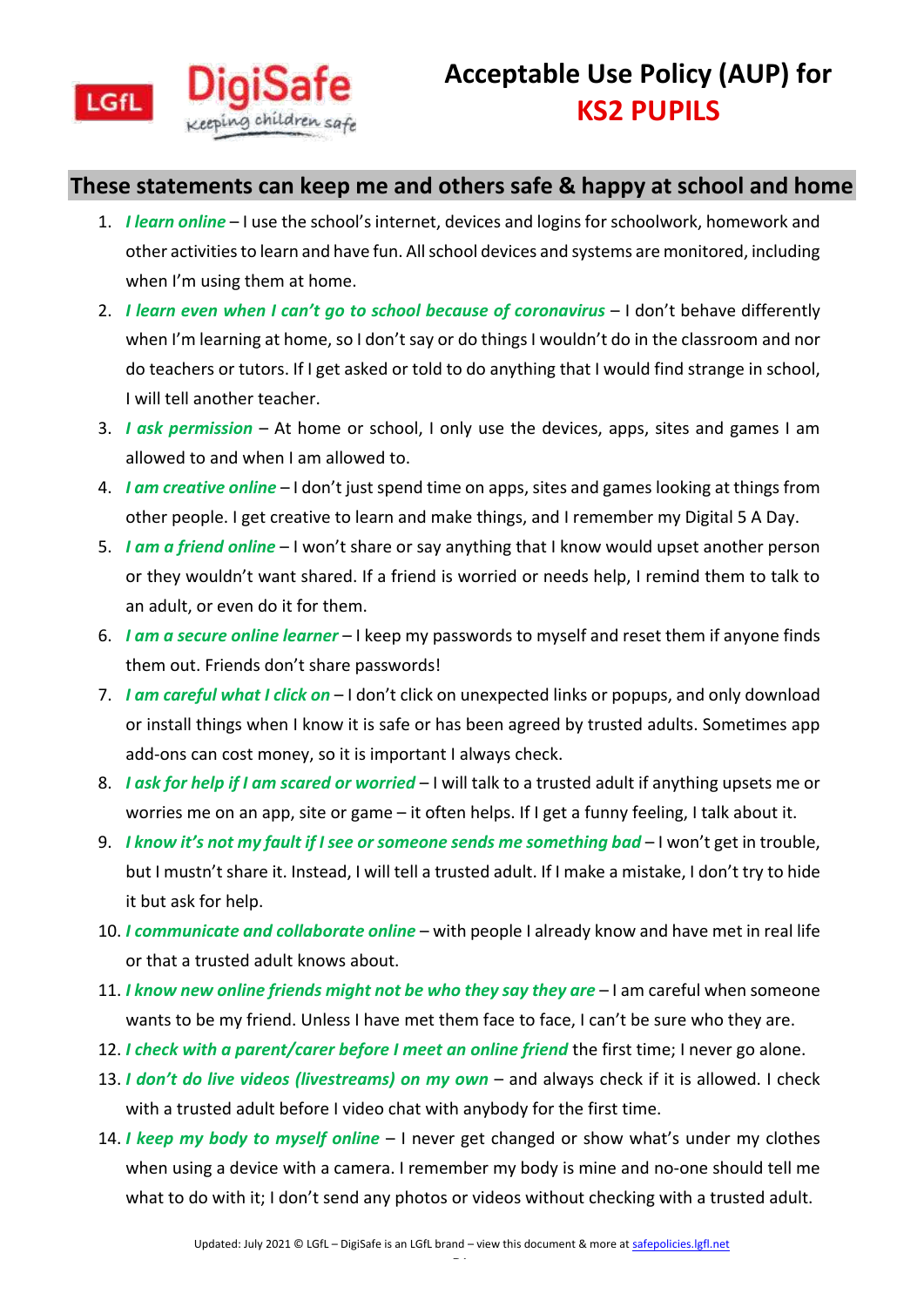# Acceptable Use Policy (AUP) for KS2 PUPILS

## These statements can keep me and others safe & happy at school and home

1. ***I learn online*** – I use the school's internet, devices and logins for schoolwork, homework and other activities to learn and have fun. All school devices and systems are monitored, including when I'm using them at home.
2. ***I learn even when I can't go to school because of coronavirus*** – I don't behave differently when I'm learning at home, so I don't say or do things I wouldn't do in the classroom and nor do teachers or tutors. If I get asked or told to do anything that I would find strange in school, I will tell another teacher.
3. ***I ask permission*** – At home or school, I only use the devices, apps, sites and games I am allowed to and when I am allowed to.
4. ***I am creative online*** – I don't just spend time on apps, sites and games looking at things from other people. I get creative to learn and make things, and I remember my Digital 5 A Day.
5. ***I am a friend online*** – I won't share or say anything that I know would upset another person or they wouldn't want shared. If a friend is worried or needs help, I remind them to talk to an adult, or even do it for them.
6. ***I am a secure online learner*** – I keep my passwords to myself and reset them if anyone finds them out. Friends don't share passwords!
7. ***I am careful what I click on*** – I don't click on unexpected links or popups, and only download or install things when I know it is safe or has been agreed by trusted adults. Sometimes app add-ons can cost money, so it is important I always check.
8. ***I ask for help if I am scared or worried*** – I will talk to a trusted adult if anything upsets me or worries me on an app, site or game – it often helps. If I get a funny feeling, I talk about it.
9. ***I know it's not my fault if I see or someone sends me something bad*** – I won't get in trouble, but I mustn't share it. Instead, I will tell a trusted adult. If I make a mistake, I don't try to hide it but ask for help.
10. ***I communicate and collaborate online*** – with people I already know and have met in real life or that a trusted adult knows about.
11. ***I know new online friends might not be who they say they are*** – I am careful when someone wants to be my friend. Unless I have met them face to face, I can't be sure who they are.
12. ***I check with a parent/carer before I meet an online friend*** the first time; I never go alone.
13. ***I don't do live videos (livestreams) on my own*** – and always check if it is allowed. I check with a trusted adult before I video chat with anybody for the first time.
14. ***I keep my body to myself online*** – I never get changed or show what's under my clothes when using a device with a camera. I remember my body is mine and no-one should tell me what to do with it; I don't send any photos or videos without checking with a trusted adult.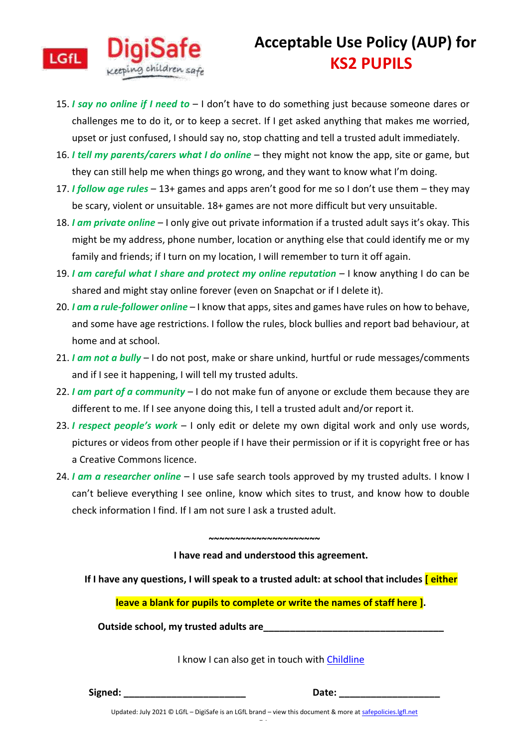# Acceptable Use Policy (AUP) for KS2 PUPILS

15. ***I say no online if I need to*** – I don't have to do something just because someone dares or challenges me to do it, or to keep a secret. If I get asked anything that makes me worried, upset or just confused, I should say no, stop chatting and tell a trusted adult immediately.
16. ***I tell my parents/carers what I do online*** – they might not know the app, site or game, but they can still help me when things go wrong, and they want to know what I'm doing.
17. ***I follow age rules*** – 13+ games and apps aren't good for me so I don't use them – they may be scary, violent or unsuitable. 18+ games are not more difficult but very unsuitable.
18. ***I am private online*** – I only give out private information if a trusted adult says it's okay. This might be my address, phone number, location or anything else that could identify me or my family and friends; if I turn on my location, I will remember to turn it off again.
19. ***I am careful what I share and protect my online reputation*** – I know anything I do can be shared and might stay online forever (even on Snapchat or if I delete it).
20. ***I am a rule-follower online*** – I know that apps, sites and games have rules on how to behave, and some have age restrictions. I follow the rules, block bullies and report bad behaviour, at home and at school.
21. ***I am not a bully*** – I do not post, make or share unkind, hurtful or rude messages/comments and if I see it happening, I will tell my trusted adults.
22. ***I am part of a community*** – I do not make fun of anyone or exclude them because they are different to me. If I see anyone doing this, I tell a trusted adult and/or report it.
23. ***I respect people's work*** – I only edit or delete my own digital work and only use words, pictures or videos from other people if I have their permission or if it is copyright free or has a Creative Commons licence.
24. ***I am a researcher online*** – I use safe search tools approved by my trusted adults. I know I can't believe everything I see online, know which sites to trust, and know how to double check information I find. If I am not sure I ask a trusted adult.

~~~~~~~~~~~~~~~~~~~~

**I have read and understood this agreement.**

**If I have any questions, I will speak to a trusted adult: at school that includes [ either leave a blank for pupils to complete or write the names of staff here ].**

**Outside school, my trusted adults are\_\_\_\_\_\_\_\_\_\_\_\_\_\_\_\_\_\_\_\_\_\_\_\_\_\_\_\_\_\_\_\_\_\_**

I know I can also get in touch with Childline

**Signed:** \_\_\_\_\_\_\_\_\_\_\_\_\_\_\_\_\_\_\_\_\_\_\_ **Date:** \_\_\_\_\_\_\_\_\_\_\_\_\_\_\_\_\_\_\_

Updated: July 2021 © LGfL – DigiSafe is an LGfL brand – view this document & more at safepolicies.lgfl.net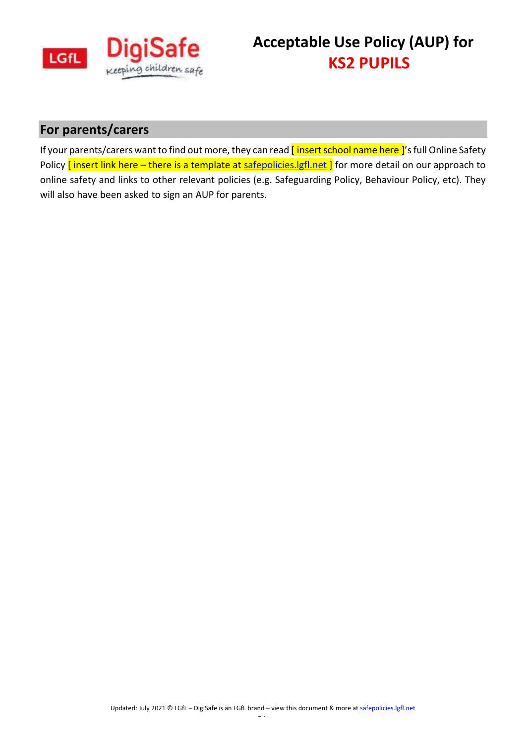## For parents/carers

If your parents/carers want to find out more, they can read [ insert school name here ]'s full Online Safety Policy [ insert link here – there is a template at safepolicies.lgfl.net ] for more detail on our approach to online safety and links to other relevant policies (e.g. Safeguarding Policy, Behaviour Policy, etc). They will also have been asked to sign an AUP for parents.